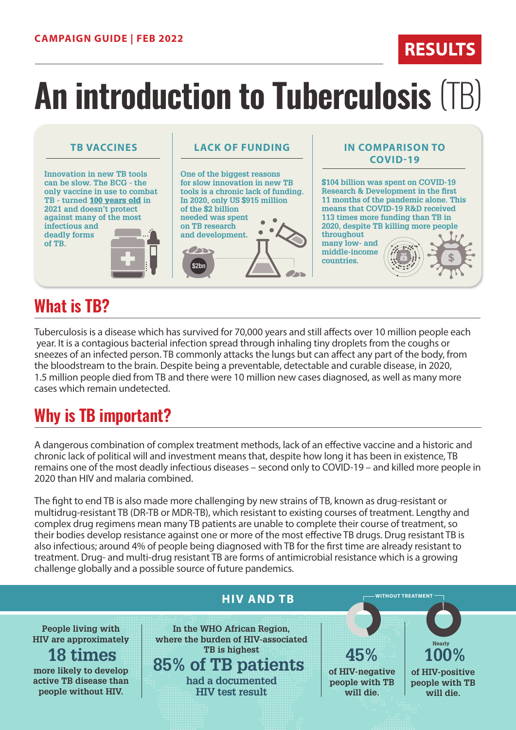CAMPAIGN GUIDE | FEB 2022

RESULTS

# An introduction to Tuberculosis (TB)

### TB VACCINES

Innovation in new TB tools can be slow. The BCG - the only vaccine in use to combat TB - turned **100 years old** in 2021 and doesn't protect against many of the most infectious and deadly forms of TB.

### LACK OF FUNDING

One of the biggest reasons for slow innovation in new TB tools is a chronic lack of funding. In 2020, only US $915 million of the $2 billion needed was spent on TB research and development.

$2bn

### IN COMPARISON TO COVID-19

$104 billion was spent on COVID-19 Research & Development in the first 11 months of the pandemic alone. This means that COVID-19 R&D received 113 times more funding than TB in 2020, despite TB killing more people throughout many low- and middle-income countries.

## What is TB?

Tuberculosis is a disease which has survived for 70,000 years and still affects over 10 million people each year. It is a contagious bacterial infection spread through inhaling tiny droplets from the coughs or sneezes of an infected person. TB commonly attacks the lungs but can affect any part of the body, from the bloodstream to the brain. Despite being a preventable, detectable and curable disease, in 2020, 1.5 million people died from TB and there were 10 million new cases diagnosed, as well as many more cases which remain undetected.

## Why is TB important?

A dangerous combination of complex treatment methods, lack of an effective vaccine and a historic and chronic lack of political will and investment means that, despite how long it has been in existence, TB remains one of the most deadly infectious diseases – second only to COVID-19 – and killed more people in 2020 than HIV and malaria combined.

The fight to end TB is also made more challenging by new strains of TB, known as drug-resistant or multidrug-resistant TB (DR-TB or MDR-TB), which resistant to existing courses of treatment. Lengthy and complex drug regimens mean many TB patients are unable to complete their course of treatment, so their bodies develop resistance against one or more of the most effective TB drugs. Drug resistant TB is also infectious; around 4% of people being diagnosed with TB for the first time are already resistant to treatment. Drug- and multi-drug resistant TB are forms of antimicrobial resistance which is a growing challenge globally and a possible source of future pandemics.

### HIV AND TB

People living with HIV are approximately **18 times** more likely to develop active TB disease than people without HIV.

In the WHO African Region, where the burden of HIV-associated TB is highest **85% of TB patients** had a documented HIV test result

WITHOUT TREATMENT

**45%** of HIV-negative people with TB will die.

Nearly **100%** of HIV-positive people with TB will die.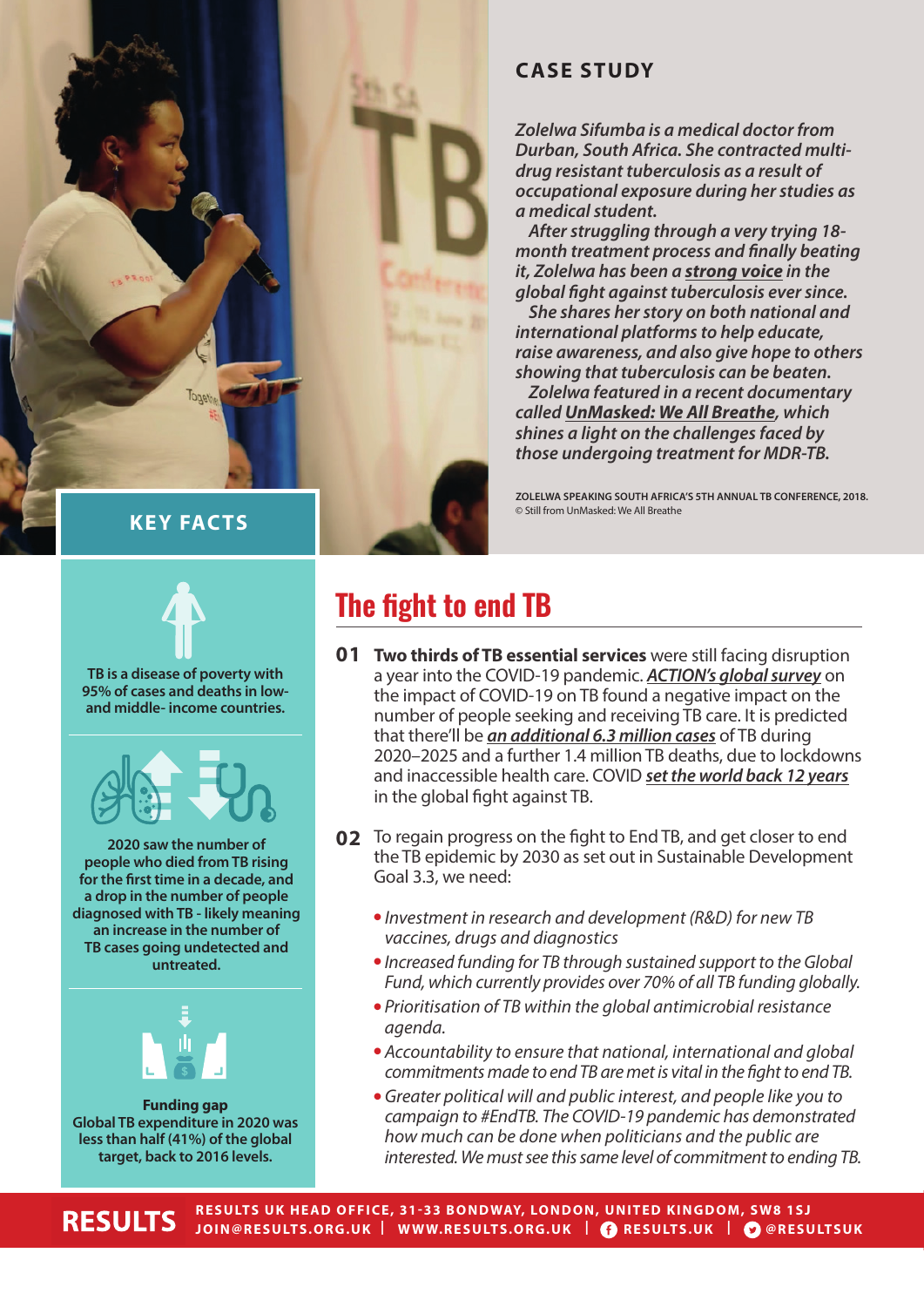## CASE STUDY

*Zolelwa Sifumba is a medical doctor from Durban, South Africa. She contracted multi-drug resistant tuberculosis as a result of occupational exposure during her studies as a medical student.*

*After struggling through a very trying 18-month treatment process and finally beating it, Zolelwa has been a **strong voice** in the global fight against tuberculosis ever since.*

*She shares her story on both national and international platforms to help educate, raise awareness, and also give hope to others showing that tuberculosis can be beaten.*

*Zolelwa featured in a recent documentary called **UnMasked: We All Breathe**, which shines a light on the challenges faced by those undergoing treatment for MDR-TB.*

ZOLELWA SPEAKING SOUTH AFRICA'S 5TH ANNUAL TB CONFERENCE, 2018.
© Still from UnMasked: We All Breathe

## KEY FACTS

**TB is a disease of poverty with 95% of cases and deaths in low- and middle- income countries.**

**2020 saw the number of people who died from TB rising for the first time in a decade, and a drop in the number of people diagnosed with TB - likely meaning an increase in the number of TB cases going undetected and untreated.**

**Funding gap**
**Global TB expenditure in 2020 was less than half (41%) of the global target, back to 2016 levels.**

## The fight to end TB

**01** **Two thirds of TB essential services** were still facing disruption a year into the COVID-19 pandemic. ***ACTION's global survey*** on the impact of COVID-19 on TB found a negative impact on the number of people seeking and receiving TB care. It is predicted that there'll be ***an additional 6.3 million cases*** of TB during 2020–2025 and a further 1.4 million TB deaths, due to lockdowns and inaccessible health care. COVID ***set the world back 12 years*** in the global fight against TB.

**02** To regain progress on the fight to End TB, and get closer to end the TB epidemic by 2030 as set out in Sustainable Development Goal 3.3, we need:

- *Investment in research and development (R&D) for new TB vaccines, drugs and diagnostics*
- *Increased funding for TB through sustained support to the Global Fund, which currently provides over 70% of all TB funding globally.*
- *Prioritisation of TB within the global antimicrobial resistance agenda.*
- *Accountability to ensure that national, international and global commitments made to end TB are met is vital in the fight to end TB.*
- *Greater political will and public interest, and people like you to campaign to #EndTB. The COVID-19 pandemic has demonstrated how much can be done when politicians and the public are interested. We must see this same level of commitment to ending TB.*

**RESULTS** RESULTS UK HEAD OFFICE, 31-33 BONDWAY, LONDON, UNITED KINGDOM, SW8 1SJ
JOIN@RESULTS.ORG.UK | WWW.RESULTS.ORG.UK | RESULTS.UK | @RESULTSUK